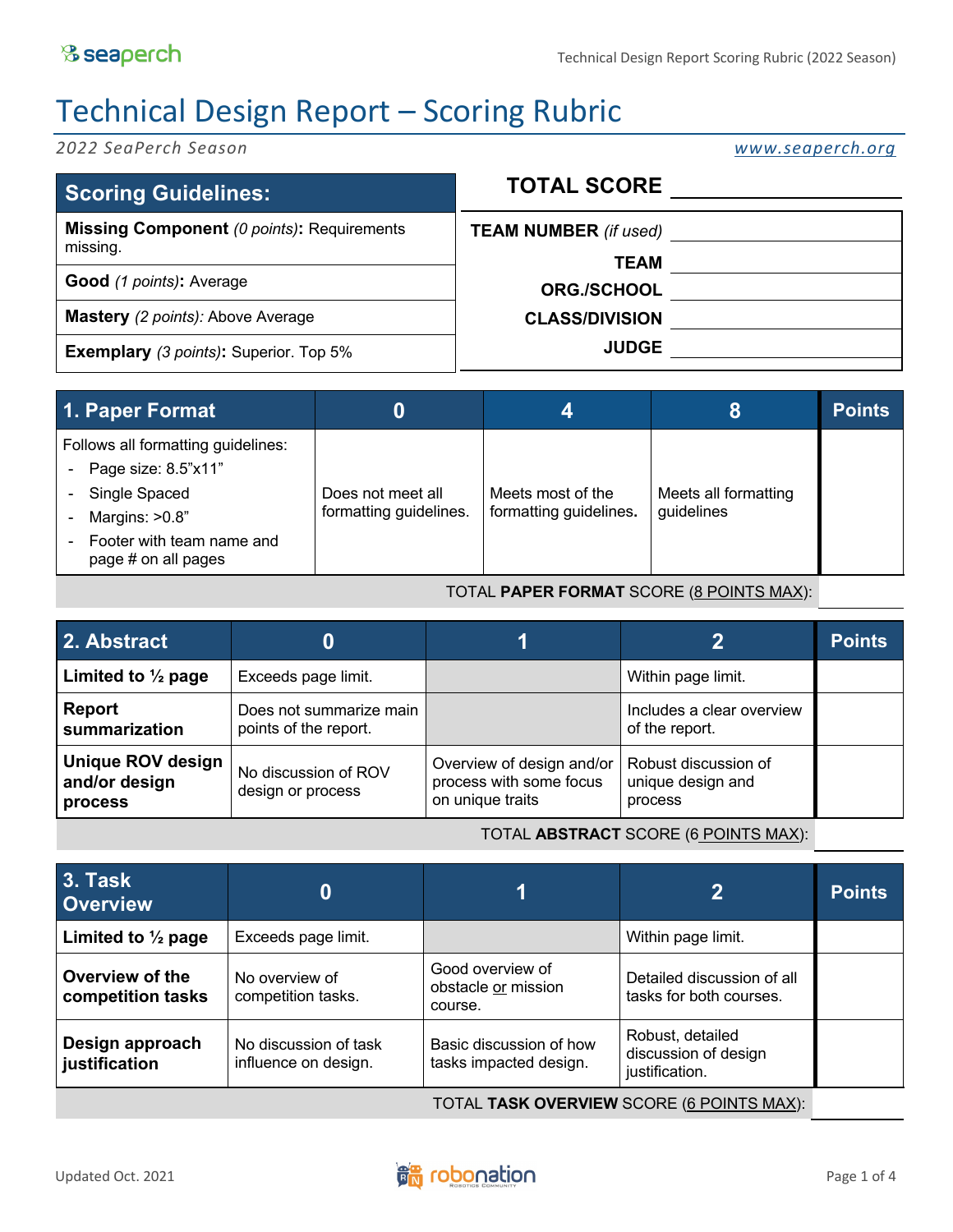# Technical Design Report – Scoring Rubric

*2022 SeaPerch Season* www.seaperch.org

| Scoring Guidelines: |
|---|
| **Missing Component** *(0 points)***:** Requirements missing. |
| **Good** *(1 points)***:** Average |
| **Mastery** *(2 points):* Above Average |
| **Exemplary** *(3 points)***:** Superior. Top 5% |

| **TOTAL SCORE** | |
|---|---|
| **TEAM NUMBER** *(if used)* | |
| **TEAM** | |
| **ORG./SCHOOL** | |
| **CLASS/DIVISION** | |
| **JUDGE** | |

| 1. Paper Format | 0 | 4 | 8 | Points |
|---|---|---|---|---|
| Follows all formatting guidelines:<br>- Page size: 8.5"x11"<br>- Single Spaced<br>- Margins: >0.8"<br>- Footer with team name and page # on all pages | Does not meet all formatting guidelines. | Meets most of the formatting guidelines. | Meets all formatting guidelines | |
| | | | TOTAL **PAPER FORMAT** SCORE (8 POINTS MAX): | |

| 2. Abstract | 0 | 1 | 2 | Points |
|---|---|---|---|---|
| **Limited to ½ page** | Exceeds page limit. | | Within page limit. | |
| **Report summarization** | Does not summarize main points of the report. | | Includes a clear overview of the report. | |
| **Unique ROV design and/or design process** | No discussion of ROV design or process | Overview of design and/or process with some focus on unique traits | Robust discussion of unique design and process | |
| | | | TOTAL **ABSTRACT** SCORE (6 POINTS MAX): | |

| 3. Task Overview | 0 | 1 | 2 | Points |
|---|---|---|---|---|
| **Limited to ½ page** | Exceeds page limit. | | Within page limit. | |
| **Overview of the competition tasks** | No overview of competition tasks. | Good overview of obstacle or mission course. | Detailed discussion of all tasks for both courses. | |
| **Design approach justification** | No discussion of task influence on design. | Basic discussion of how tasks impacted design. | Robust, detailed discussion of design justification. | |
| | | | TOTAL **TASK OVERVIEW** SCORE (6 POINTS MAX): | |

Updated Oct. 2021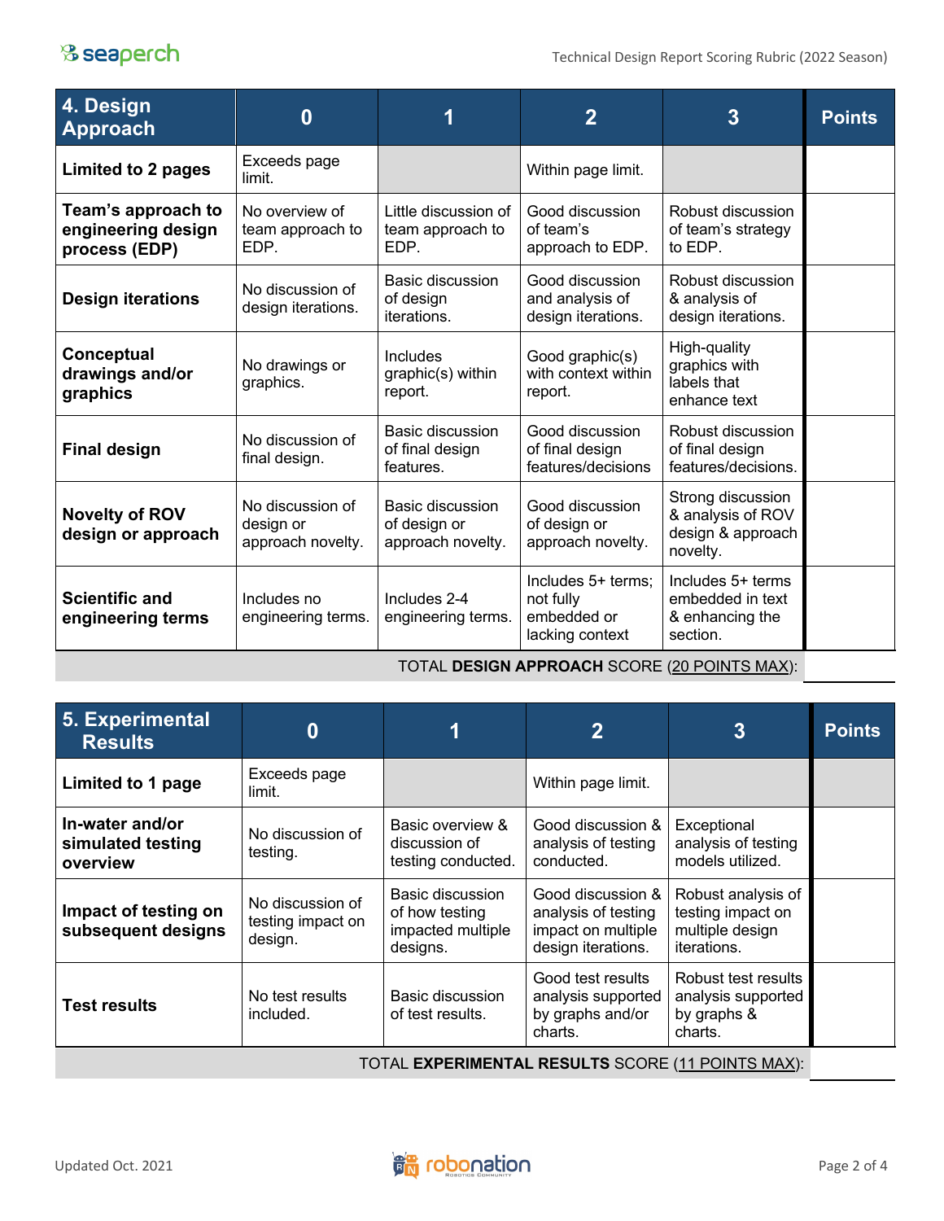| 4. Design Approach | 0 | 1 | 2 | 3 | Points |
|---|---|---|---|---|---|
| **Limited to 2 pages** | Exceeds page limit. | | Within page limit. | | |
| **Team's approach to engineering design process (EDP)** | No overview of team approach to EDP. | Little discussion of team approach to EDP. | Good discussion of team's approach to EDP. | Robust discussion of team's strategy to EDP. | |
| **Design iterations** | No discussion of design iterations. | Basic discussion of design iterations. | Good discussion and analysis of design iterations. | Robust discussion & analysis of design iterations. | |
| **Conceptual drawings and/or graphics** | No drawings or graphics. | Includes graphic(s) within report. | Good graphic(s) with context within report. | High-quality graphics with labels that enhance text | |
| **Final design** | No discussion of final design. | Basic discussion of final design features. | Good discussion of final design features/decisions | Robust discussion of final design features/decisions. | |
| **Novelty of ROV design or approach** | No discussion of design or approach novelty. | Basic discussion of design or approach novelty. | Good discussion of design or approach novelty. | Strong discussion & analysis of ROV design & approach novelty. | |
| **Scientific and engineering terms** | Includes no engineering terms. | Includes 2-4 engineering terms. | Includes 5+ terms; not fully embedded or lacking context | Includes 5+ terms embedded in text & enhancing the section. | |
| | | | | TOTAL **DESIGN APPROACH** SCORE (20 POINTS MAX): | |

| 5. Experimental Results | 0 | 1 | 2 | 3 | Points |
|---|---|---|---|---|---|
| **Limited to 1 page** | Exceeds page limit. | | Within page limit. | | |
| **In-water and/or simulated testing overview** | No discussion of testing. | Basic overview & discussion of testing conducted. | Good discussion & analysis of testing conducted. | Exceptional analysis of testing models utilized. | |
| **Impact of testing on subsequent designs** | No discussion of testing impact on design. | Basic discussion of how testing impacted multiple designs. | Good discussion & analysis of testing impact on multiple design iterations. | Robust analysis of testing impact on multiple design iterations. | |
| **Test results** | No test results included. | Basic discussion of test results. | Good test results analysis supported by graphs and/or charts. | Robust test results analysis supported by graphs & charts. | |
| | | | | TOTAL **EXPERIMENTAL RESULTS** SCORE (11 POINTS MAX): | |

Updated Oct. 2021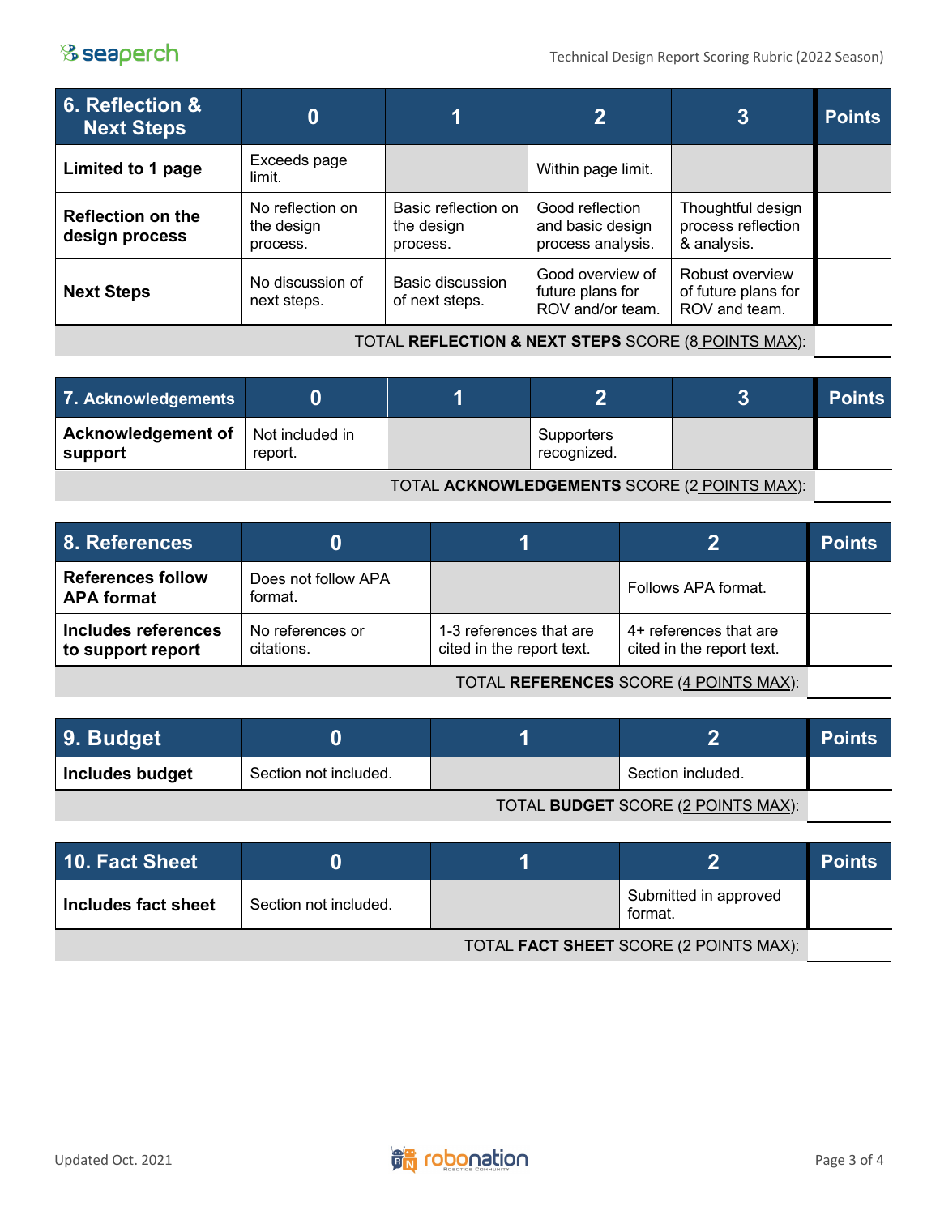| 6. Reflection & Next Steps | 0 | 1 | 2 | 3 | Points |
|---|---|---|---|---|---|
| **Limited to 1 page** | Exceeds page limit. | | Within page limit. | | |
| **Reflection on the design process** | No reflection on the design process. | Basic reflection on the design process. | Good reflection and basic design process analysis. | Thoughtful design process reflection & analysis. | |
| **Next Steps** | No discussion of next steps. | Basic discussion of next steps. | Good overview of future plans for ROV and/or team. | Robust overview of future plans for ROV and team. | |
| | | | | TOTAL **REFLECTION & NEXT STEPS** SCORE (8 POINTS MAX): | |

| 7. Acknowledgements | 0 | 1 | 2 | 3 | Points |
|---|---|---|---|---|---|
| **Acknowledgement of support** | Not included in report. | | Supporters recognized. | | |
| | | | | TOTAL **ACKNOWLEDGEMENTS** SCORE (2 POINTS MAX): | |

| 8. References | 0 | 1 | 2 | Points |
|---|---|---|---|---|
| **References follow APA format** | Does not follow APA format. | | Follows APA format. | |
| **Includes references to support report** | No references or citations. | 1-3 references that are cited in the report text. | 4+ references that are cited in the report text. | |
| | | | TOTAL **REFERENCES** SCORE (4 POINTS MAX): | |

| 9. Budget | 0 | 1 | 2 | Points |
|---|---|---|---|---|
| **Includes budget** | Section not included. | | Section included. | |
| | | | TOTAL **BUDGET** SCORE (2 POINTS MAX): | |

| 10. Fact Sheet | 0 | 1 | 2 | Points |
|---|---|---|---|---|
| **Includes fact sheet** | Section not included. | | Submitted in approved format. | |
| | | | TOTAL **FACT SHEET** SCORE (2 POINTS MAX): | |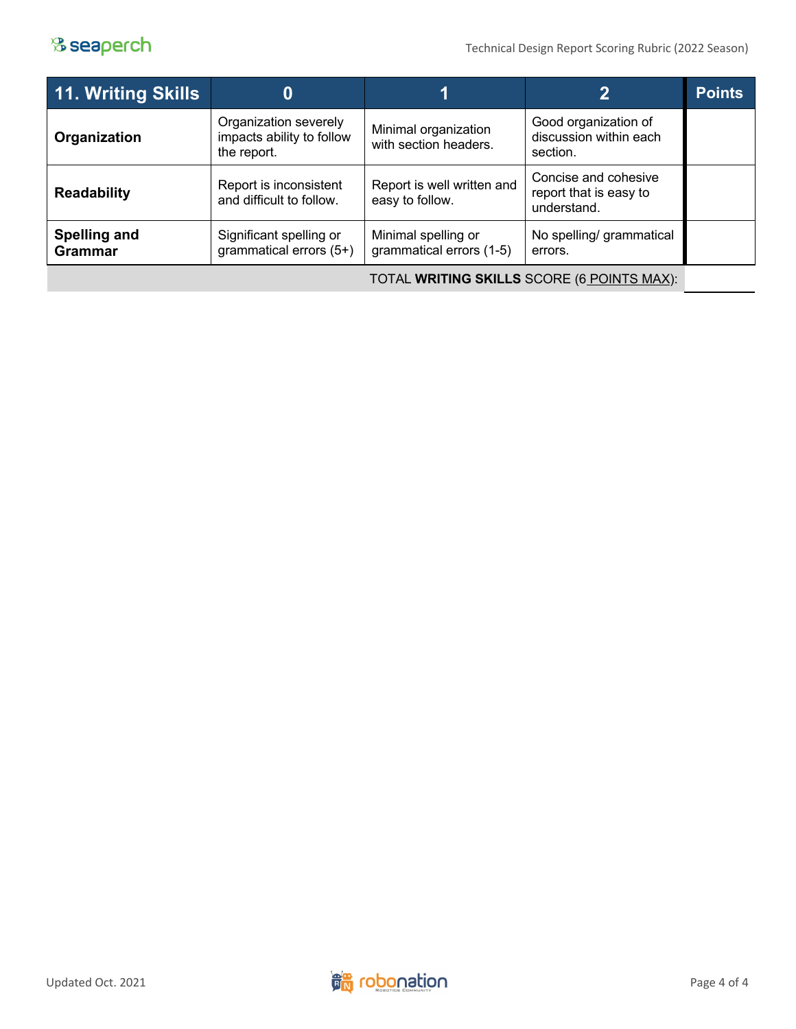| 11. Writing Skills | 0 | 1 | 2 | Points |
|---|---|---|---|---|
| **Organization** | Organization severely impacts ability to follow the report. | Minimal organization with section headers. | Good organization of discussion within each section. | |
| **Readability** | Report is inconsistent and difficult to follow. | Report is well written and easy to follow. | Concise and cohesive report that is easy to understand. | |
| **Spelling and Grammar** | Significant spelling or grammatical errors (5+) | Minimal spelling or grammatical errors (1-5) | No spelling/ grammatical errors. | |
| | | | TOTAL **WRITING SKILLS** SCORE (6 POINTS MAX): | |

Updated Oct. 2021